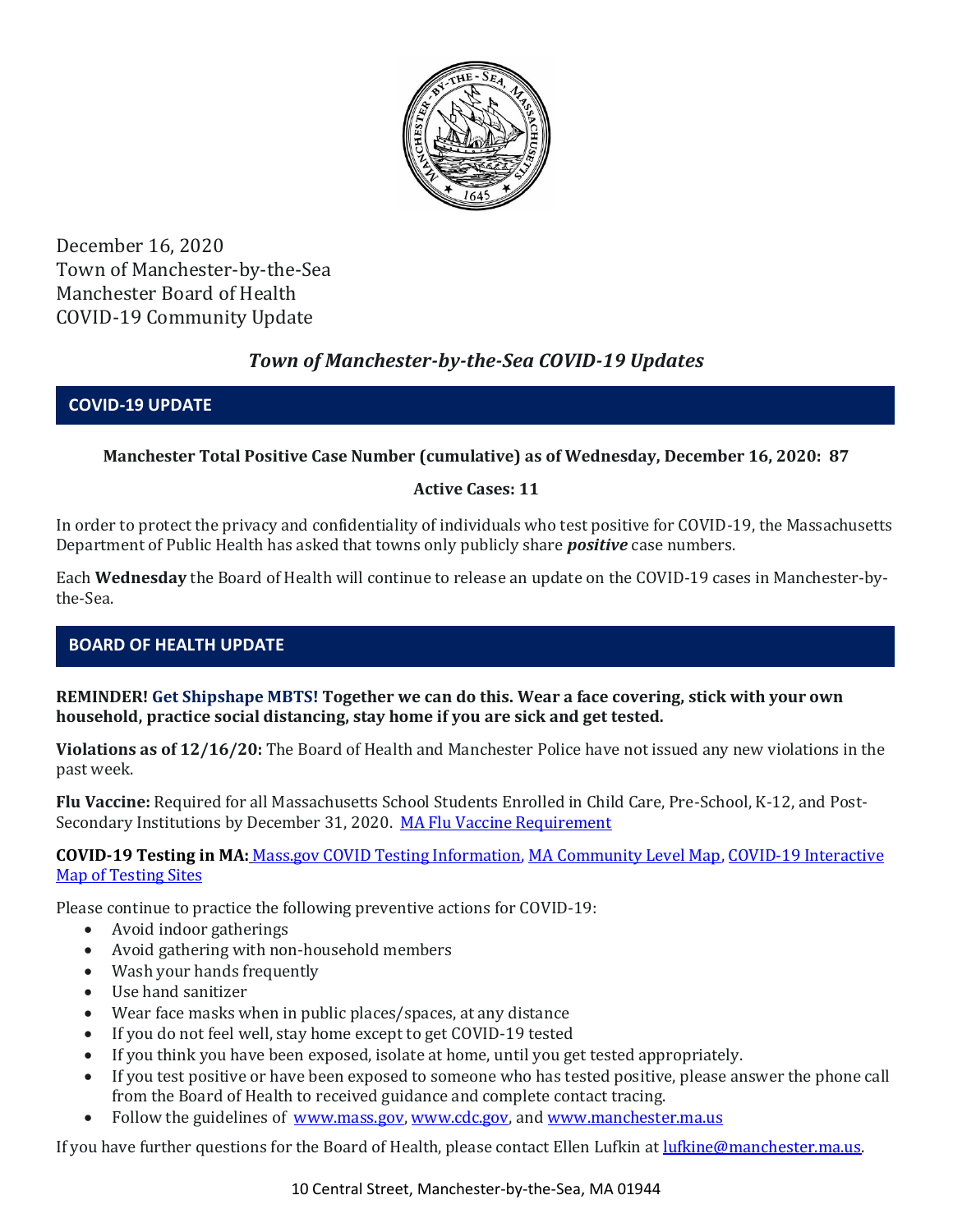December 16, 2020
Town of Manchester-by-the-Sea
Manchester Board of Health
COVID-19 Community Update

## *Town of Manchester-by-the-Sea COVID-19 Updates*

### COVID-19 UPDATE

**Manchester Total Positive Case Number (cumulative) as of Wednesday, December 16, 2020: 87**

**Active Cases: 11**

In order to protect the privacy and confidentiality of individuals who test positive for COVID-19, the Massachusetts Department of Public Health has asked that towns only publicly share ***positive*** case numbers.

Each **Wednesday** the Board of Health will continue to release an update on the COVID-19 cases in Manchester-by-the-Sea.

### BOARD OF HEALTH UPDATE

**REMINDER! Get Shipshape MBTS! Together we can do this. Wear a face covering, stick with your own household, practice social distancing, stay home if you are sick and get tested.**

**Violations as of 12/16/20:** The Board of Health and Manchester Police have not issued any new violations in the past week.

**Flu Vaccine:** Required for all Massachusetts School Students Enrolled in Child Care, Pre-School, K-12, and Post-Secondary Institutions by December 31, 2020. MA Flu Vaccine Requirement

**COVID-19 Testing in MA:** Mass.gov COVID Testing Information, MA Community Level Map, COVID-19 Interactive Map of Testing Sites

Please continue to practice the following preventive actions for COVID-19:

- Avoid indoor gatherings
- Avoid gathering with non-household members
- Wash your hands frequently
- Use hand sanitizer
- Wear face masks when in public places/spaces, at any distance
- If you do not feel well, stay home except to get COVID-19 tested
- If you think you have been exposed, isolate at home, until you get tested appropriately.
- If you test positive or have been exposed to someone who has tested positive, please answer the phone call from the Board of Health to received guidance and complete contact tracing.
- Follow the guidelines of www.mass.gov, www.cdc.gov, and www.manchester.ma.us

If you have further questions for the Board of Health, please contact Ellen Lufkin at lufkine@manchester.ma.us.

10 Central Street, Manchester-by-the-Sea, MA 01944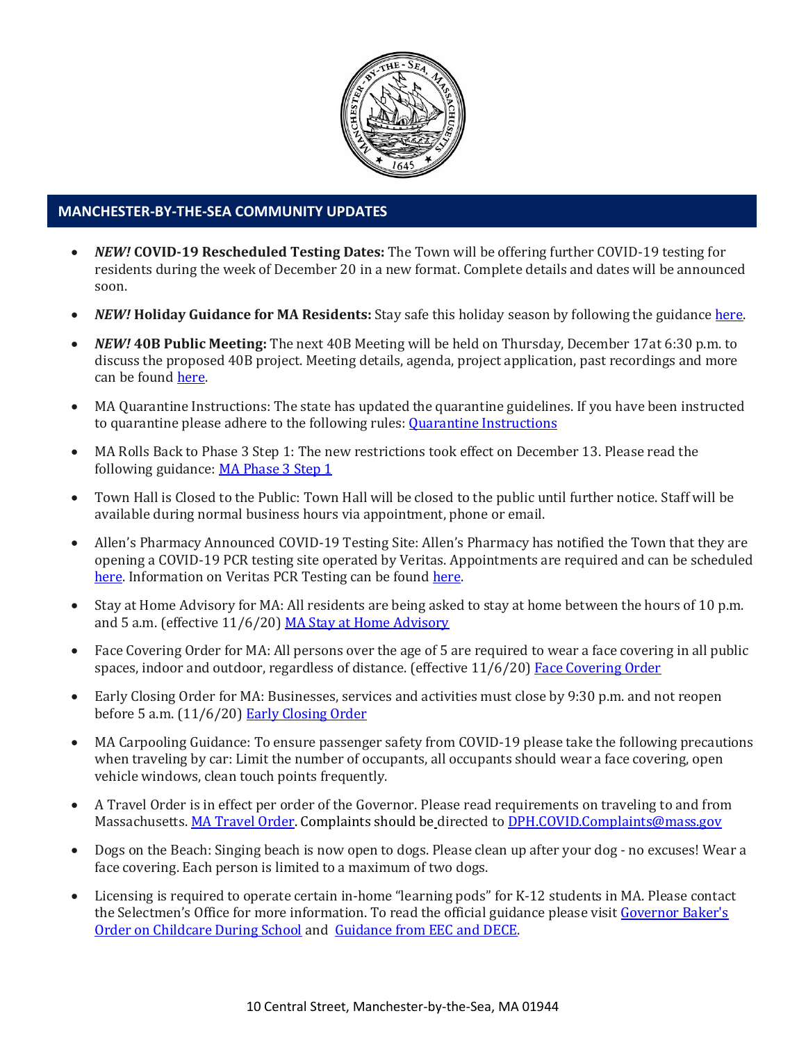## MANCHESTER-BY-THE-SEA COMMUNITY UPDATES

- ***NEW!* COVID-19 Rescheduled Testing Dates:** The Town will be offering further COVID-19 testing for residents during the week of December 20 in a new format. Complete details and dates will be announced soon.
- ***NEW!* Holiday Guidance for MA Residents:** Stay safe this holiday season by following the guidance here.
- ***NEW!* 40B Public Meeting:** The next 40B Meeting will be held on Thursday, December 17at 6:30 p.m. to discuss the proposed 40B project. Meeting details, agenda, project application, past recordings and more can be found here.
- MA Quarantine Instructions: The state has updated the quarantine guidelines. If you have been instructed to quarantine please adhere to the following rules: Quarantine Instructions
- MA Rolls Back to Phase 3 Step 1: The new restrictions took effect on December 13. Please read the following guidance: MA Phase 3 Step 1
- Town Hall is Closed to the Public: Town Hall will be closed to the public until further notice. Staff will be available during normal business hours via appointment, phone or email.
- Allen's Pharmacy Announced COVID-19 Testing Site: Allen's Pharmacy has notified the Town that they are opening a COVID-19 PCR testing site operated by Veritas. Appointments are required and can be scheduled here. Information on Veritas PCR Testing can be found here.
- Stay at Home Advisory for MA: All residents are being asked to stay at home between the hours of 10 p.m. and 5 a.m. (effective 11/6/20) MA Stay at Home Advisory
- Face Covering Order for MA: All persons over the age of 5 are required to wear a face covering in all public spaces, indoor and outdoor, regardless of distance. (effective 11/6/20) Face Covering Order
- Early Closing Order for MA: Businesses, services and activities must close by 9:30 p.m. and not reopen before 5 a.m. (11/6/20) Early Closing Order
- MA Carpooling Guidance: To ensure passenger safety from COVID-19 please take the following precautions when traveling by car: Limit the number of occupants, all occupants should wear a face covering, open vehicle windows, clean touch points frequently.
- A Travel Order is in effect per order of the Governor. Please read requirements on traveling to and from Massachusetts. MA Travel Order. Complaints should be directed to DPH.COVID.Complaints@mass.gov
- Dogs on the Beach: Singing beach is now open to dogs. Please clean up after your dog - no excuses! Wear a face covering. Each person is limited to a maximum of two dogs.
- Licensing is required to operate certain in-home "learning pods" for K-12 students in MA. Please contact the Selectmen's Office for more information. To read the official guidance please visit Governor Baker's Order on Childcare During School and Guidance from EEC and DECE.

10 Central Street, Manchester-by-the-Sea, MA 01944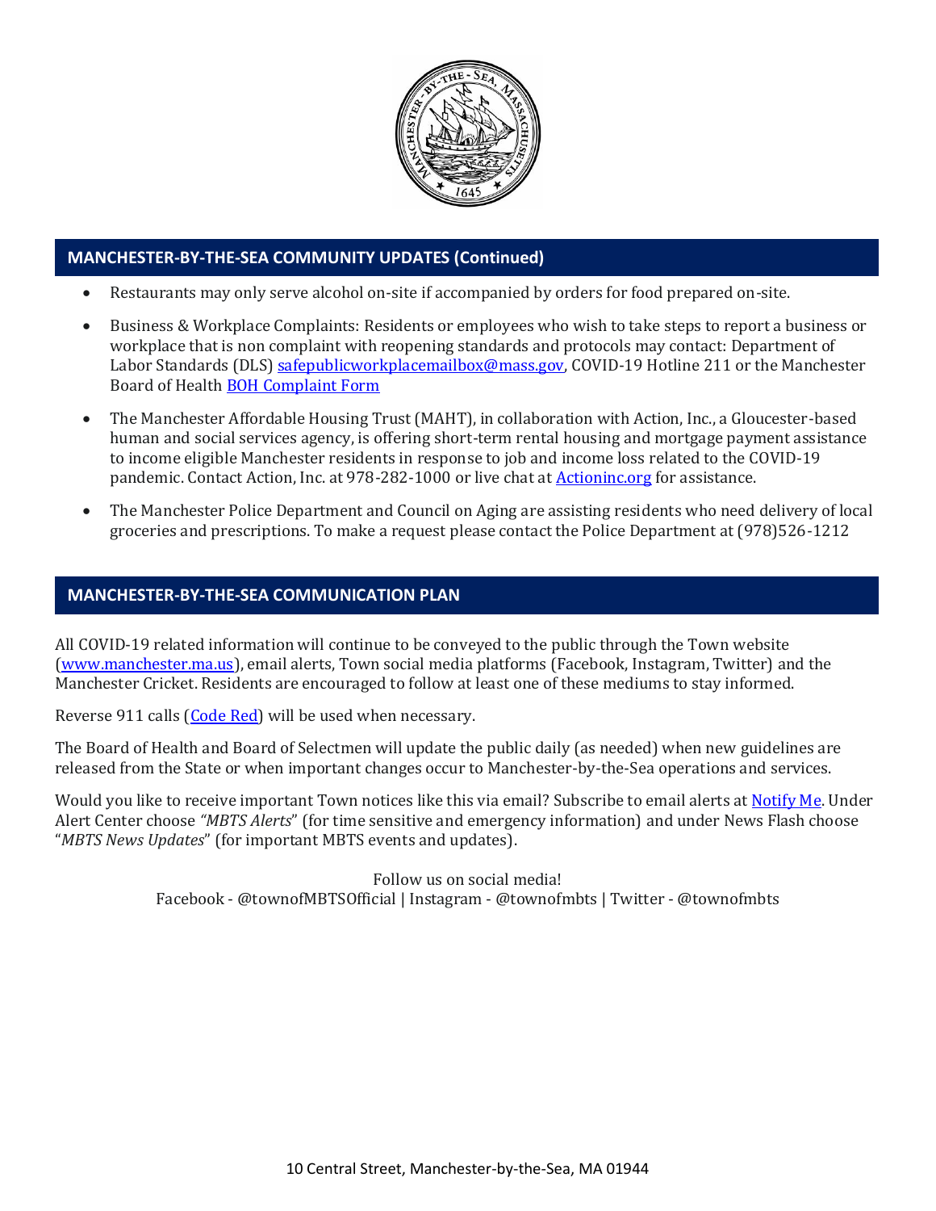## MANCHESTER-BY-THE-SEA COMMUNITY UPDATES (Continued)

- Restaurants may only serve alcohol on-site if accompanied by orders for food prepared on-site.
- Business & Workplace Complaints: Residents or employees who wish to take steps to report a business or workplace that is non complaint with reopening standards and protocols may contact: Department of Labor Standards (DLS) safepublicworkplacemailbox@mass.gov, COVID-19 Hotline 211 or the Manchester Board of Health BOH Complaint Form
- The Manchester Affordable Housing Trust (MAHT), in collaboration with Action, Inc., a Gloucester-based human and social services agency, is offering short-term rental housing and mortgage payment assistance to income eligible Manchester residents in response to job and income loss related to the COVID-19 pandemic. Contact Action, Inc. at 978-282-1000 or live chat at Actioninc.org for assistance.
- The Manchester Police Department and Council on Aging are assisting residents who need delivery of local groceries and prescriptions. To make a request please contact the Police Department at (978)526-1212

## MANCHESTER-BY-THE-SEA COMMUNICATION PLAN

All COVID-19 related information will continue to be conveyed to the public through the Town website (www.manchester.ma.us), email alerts, Town social media platforms (Facebook, Instagram, Twitter) and the Manchester Cricket. Residents are encouraged to follow at least one of these mediums to stay informed.

Reverse 911 calls (Code Red) will be used when necessary.

The Board of Health and Board of Selectmen will update the public daily (as needed) when new guidelines are released from the State or when important changes occur to Manchester-by-the-Sea operations and services.

Would you like to receive important Town notices like this via email? Subscribe to email alerts at Notify Me. Under Alert Center choose *"MBTS Alerts*" (for time sensitive and emergency information) and under News Flash choose "*MBTS News Updates*" (for important MBTS events and updates).

Follow us on social media!
Facebook - @townofMBTSOfficial | Instagram - @townofmbts | Twitter - @townofmbts

10 Central Street, Manchester-by-the-Sea, MA 01944